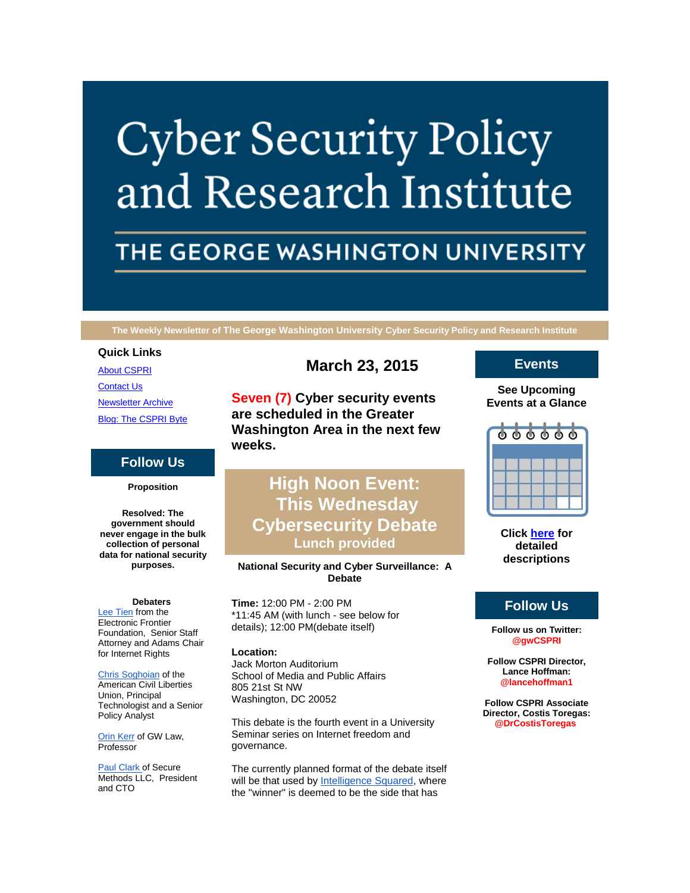# Cyber Security Policy and Research Institute

## THE GEORGE WASHINGTON UNIVERSITY

**The Weekly Newsletter of The George Washington University Cyber Security Policy and Research Institute**

### Quick Links

[About CSPRI](#)

[Contact Us](#)

[Newsletter Archive](#)

[Blog: The CSPRI Byte](#)

## March 23, 2015

**Seven (7) Cyber security events are scheduled in the Greater Washington Area in the next few weeks.**

## High Noon Event: This Wednesday Cybersecurity Debate

**Lunch provided**

**National Security and Cyber Surveillance: A Debate**

**Time:** 12:00 PM - 2:00 PM
*11:45 AM (with lunch - see below for details); 12:00 PM(debate itself)

**Location:**
Jack Morton Auditorium
School of Media and Public Affairs
805 21st St NW
Washington, DC 20052

This debate is the fourth event in a University Seminar series on Internet freedom and governance.

The currently planned format of the debate itself will be that used by [Intelligence Squared](#), where the "winner" is deemed to be the side that has

## Follow Us

**Proposition**

**Resolved: The government should never engage in the bulk collection of personal data for national security purposes.**

**Debaters**

[Lee Tien](#) from the Electronic Frontier Foundation, Senior Staff Attorney and Adams Chair for Internet Rights

[Chris Soghoian](#) of the American Civil Liberties Union, Principal Technologist and a Senior Policy Analyst

[Orin Kerr](#) of GW Law, Professor

[Paul Clark](#) of Secure Methods LLC, President and CTO

## Events

**See Upcoming Events at a Glance**

**Click [here](#) for detailed descriptions**

## Follow Us

**Follow us on Twitter:** **@gwCSPRI**

**Follow CSPRI Director, Lance Hoffman:** **@lancehoffman1**

**Follow CSPRI Associate Director, Costis Toregas:** **@DrCostisToregas**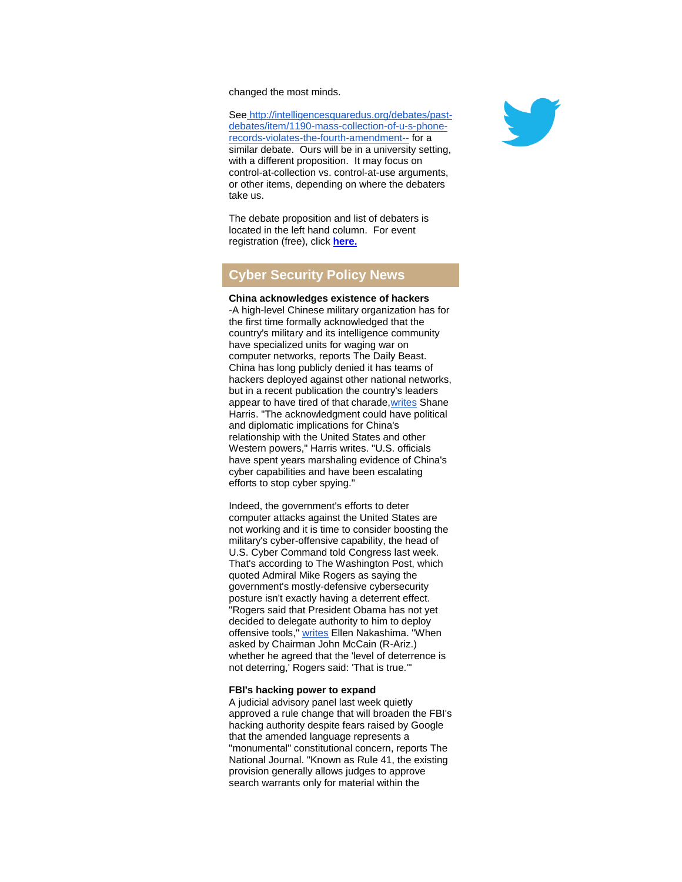changed the most minds.

See http://intelligencesquaredus.org/debates/past-debates/item/1190-mass-collection-of-u-s-phone-records-violates-the-fourth-amendment-- for a similar debate. Ours will be in a university setting, with a different proposition. It may focus on control-at-collection vs. control-at-use arguments, or other items, depending on where the debaters take us.

The debate proposition and list of debaters is located in the left hand column. For event registration (free), click **here.**

## Cyber Security Policy News

**China acknowledges existence of hackers**
-A high-level Chinese military organization has for the first time formally acknowledged that the country's military and its intelligence community have specialized units for waging war on computer networks, reports The Daily Beast. China has long publicly denied it has teams of hackers deployed against other national networks, but in a recent publication the country's leaders appear to have tired of that charade, writes Shane Harris. "The acknowledgment could have political and diplomatic implications for China's relationship with the United States and other Western powers," Harris writes. "U.S. officials have spent years marshaling evidence of China's cyber capabilities and have been escalating efforts to stop cyber spying."

Indeed, the government's efforts to deter computer attacks against the United States are not working and it is time to consider boosting the military's cyber-offensive capability, the head of U.S. Cyber Command told Congress last week. That's according to The Washington Post, which quoted Admiral Mike Rogers as saying the government's mostly-defensive cybersecurity posture isn't exactly having a deterrent effect. "Rogers said that President Obama has not yet decided to delegate authority to him to deploy offensive tools," writes Ellen Nakashima. "When asked by Chairman John McCain (R-Ariz.) whether he agreed that the 'level of deterrence is not deterring,' Rogers said: 'That is true.'"

**FBI's hacking power to expand**
A judicial advisory panel last week quietly approved a rule change that will broaden the FBI's hacking authority despite fears raised by Google that the amended language represents a "monumental" constitutional concern, reports The National Journal. "Known as Rule 41, the existing provision generally allows judges to approve search warrants only for material within the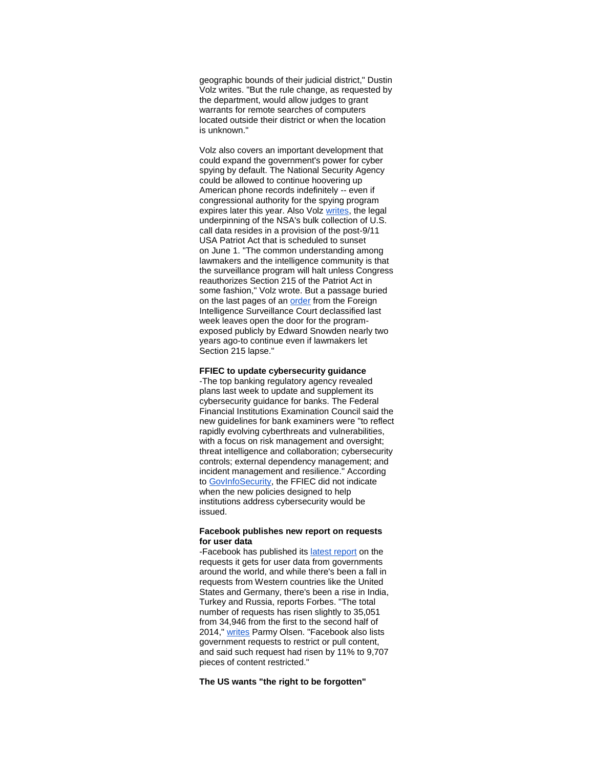geographic bounds of their judicial district," Dustin Volz writes. "But the rule change, as requested by the department, would allow judges to grant warrants for remote searches of computers located outside their district or when the location is unknown."

Volz also covers an important development that could expand the government's power for cyber spying by default. The National Security Agency could be allowed to continue hoovering up American phone records indefinitely -- even if congressional authority for the spying program expires later this year. Also Volz writes, the legal underpinning of the NSA's bulk collection of U.S. call data resides in a provision of the post-9/11 USA Patriot Act that is scheduled to sunset on June 1. "The common understanding among lawmakers and the intelligence community is that the surveillance program will halt unless Congress reauthorizes Section 215 of the Patriot Act in some fashion," Volz wrote. But a passage buried on the last pages of an order from the Foreign Intelligence Surveillance Court declassified last week leaves open the door for the program-exposed publicly by Edward Snowden nearly two years ago-to continue even if lawmakers let Section 215 lapse."

**FFIEC to update cybersecurity guidance**

-The top banking regulatory agency revealed plans last week to update and supplement its cybersecurity guidance for banks. The Federal Financial Institutions Examination Council said the new guidelines for bank examiners were "to reflect rapidly evolving cyberthreats and vulnerabilities, with a focus on risk management and oversight; threat intelligence and collaboration; cybersecurity controls; external dependency management; and incident management and resilience." According to GovInfoSecurity, the FFIEC did not indicate when the new policies designed to help institutions address cybersecurity would be issued.

**Facebook publishes new report on requests for user data**

-Facebook has published its latest report on the requests it gets for user data from governments around the world, and while there's been a fall in requests from Western countries like the United States and Germany, there's been a rise in India, Turkey and Russia, reports Forbes. "The total number of requests has risen slightly to 35,051 from 34,946 from the first to the second half of 2014," writes Parmy Olsen. "Facebook also lists government requests to restrict or pull content, and said such request had risen by 11% to 9,707 pieces of content restricted."

**The US wants "the right to be forgotten"**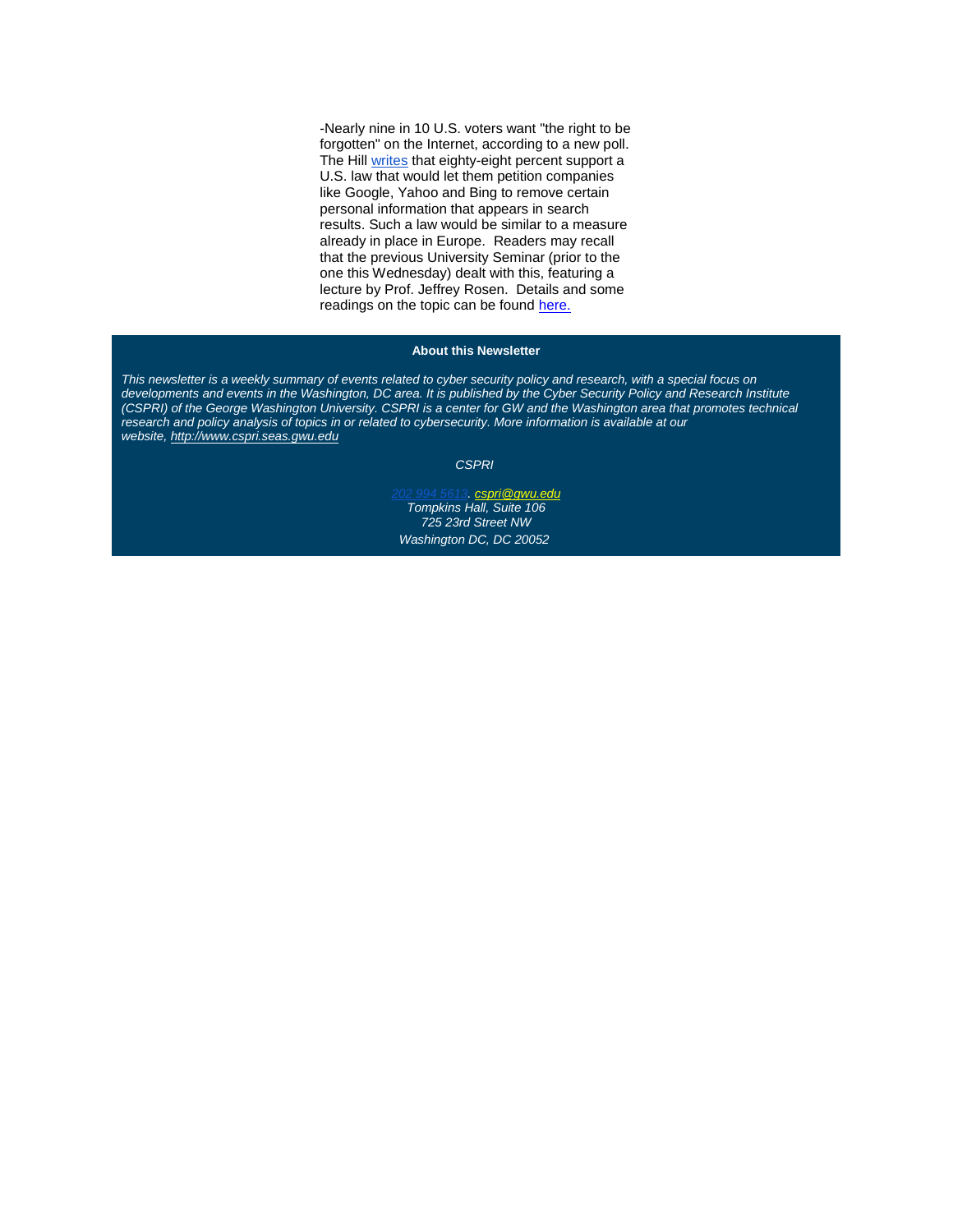-Nearly nine in 10 U.S. voters want "the right to be forgotten" on the Internet, according to a new poll. The Hill writes that eighty-eight percent support a U.S. law that would let them petition companies like Google, Yahoo and Bing to remove certain personal information that appears in search results. Such a law would be similar to a measure already in place in Europe. Readers may recall that the previous University Seminar (prior to the one this Wednesday) dealt with this, featuring a lecture by Prof. Jeffrey Rosen. Details and some readings on the topic can be found here.

**About this Newsletter**

*This newsletter is a weekly summary of events related to cyber security policy and research, with a special focus on developments and events in the Washington, DC area. It is published by the Cyber Security Policy and Research Institute (CSPRI) of the George Washington University. CSPRI is a center for GW and the Washington area that promotes technical research and policy analysis of topics in or related to cybersecurity. More information is available at our website, http://www.cspri.seas.gwu.edu*

*CSPRI*

*202 994 5613, cspri@gwu.edu*
*Tompkins Hall, Suite 106*
*725 23rd Street NW*
*Washington DC, DC 20052*